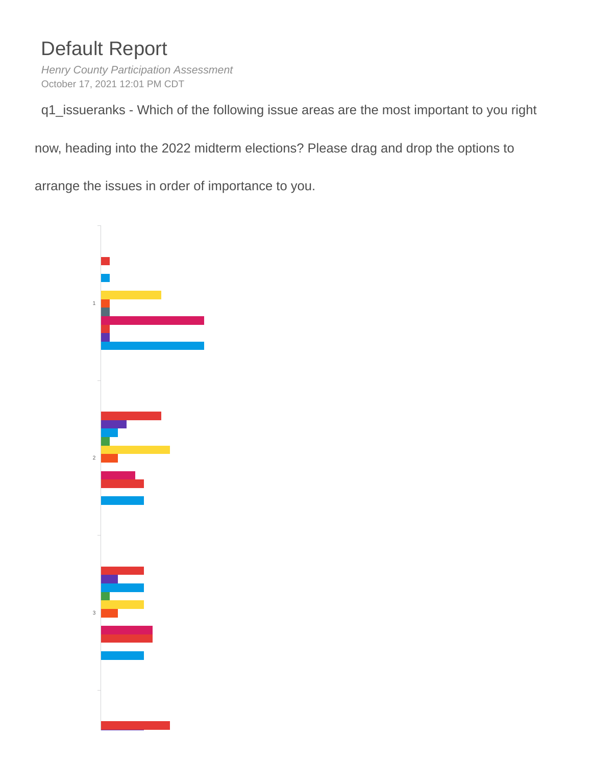# Default Report

*Henry County Participation Assessment*

October 17, 2021 12:01 PM CDT

q1_issueranks - Which of the following issue areas are the most important to you right now, heading into the 2022 midterm elections? Please drag and drop the options to arrange the issues in order of importance to you.

1

2

3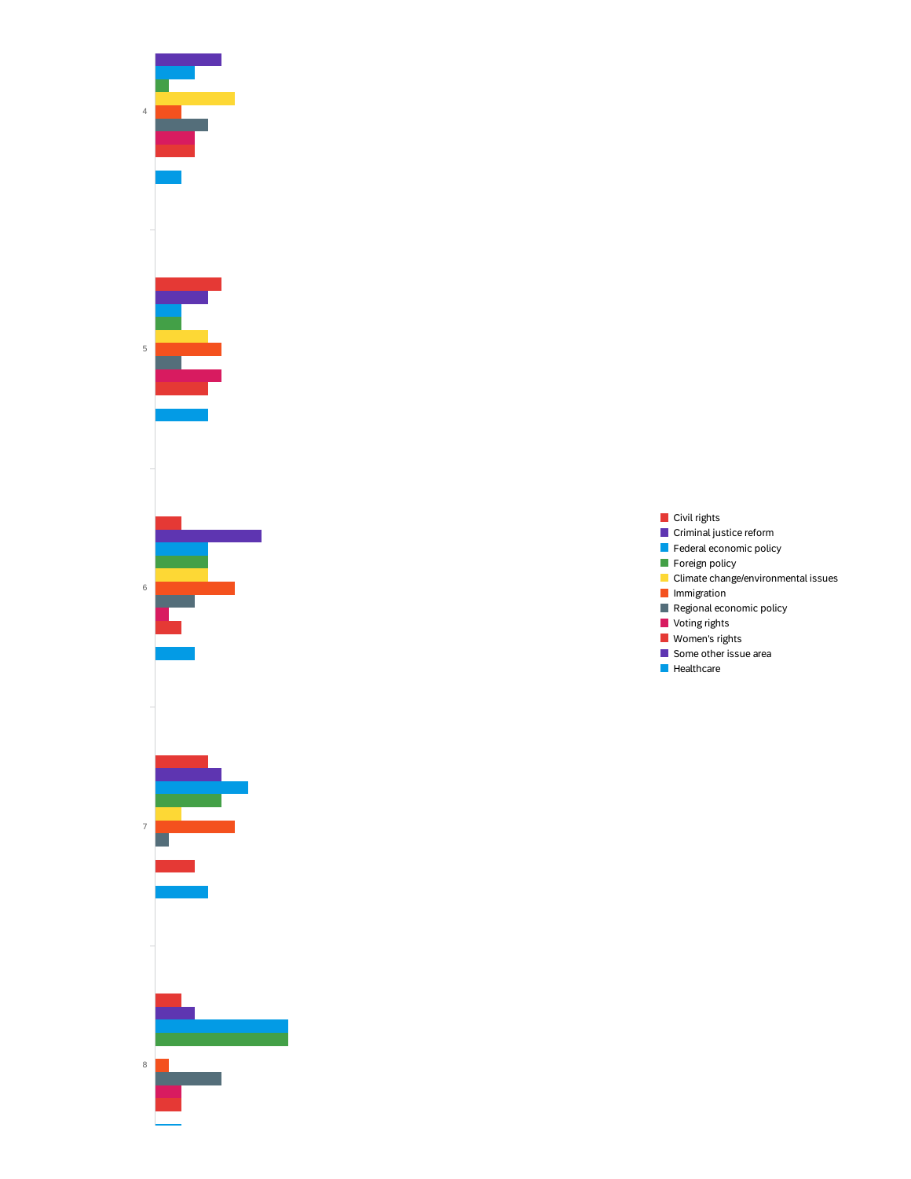4

5

6

7

8

- Civil rights
- Criminal justice reform
- Federal economic policy
- Foreign policy
- Climate change/environmental issues
- Immigration
- Regional economic policy
- Voting rights
- Women's rights
- Some other issue area
- Healthcare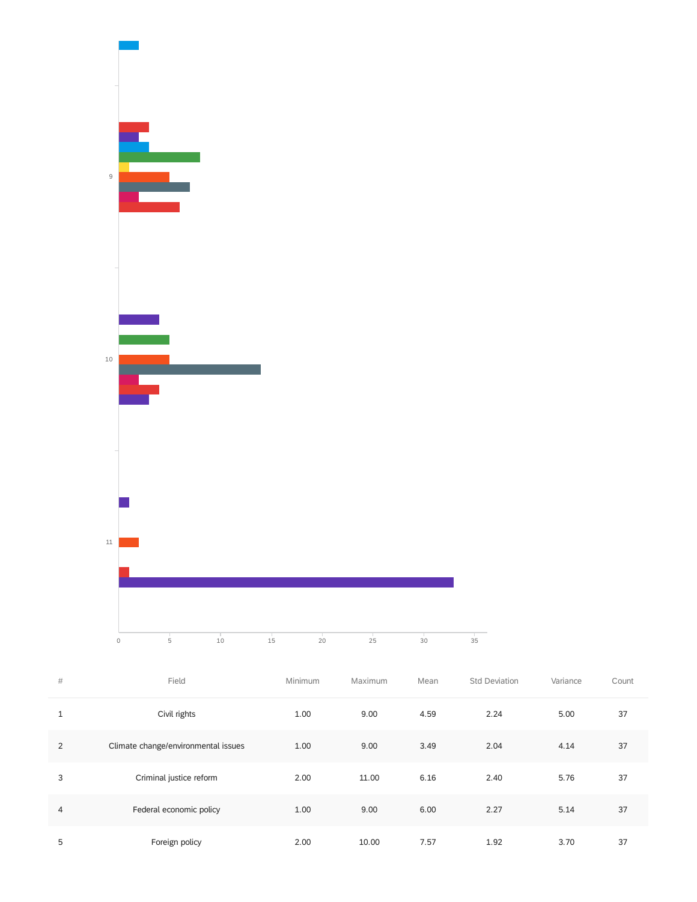| # | Field | Minimum | Maximum | Mean | Std Deviation | Variance | Count |
|---|---|---|---|---|---|---|---|
| 1 | Civil rights | 1.00 | 9.00 | 4.59 | 2.24 | 5.00 | 37 |
| 2 | Climate change/environmental issues | 1.00 | 9.00 | 3.49 | 2.04 | 4.14 | 37 |
| 3 | Criminal justice reform | 2.00 | 11.00 | 6.16 | 2.40 | 5.76 | 37 |
| 4 | Federal economic policy | 1.00 | 9.00 | 6.00 | 2.27 | 5.14 | 37 |
| 5 | Foreign policy | 2.00 | 10.00 | 7.57 | 1.92 | 3.70 | 37 |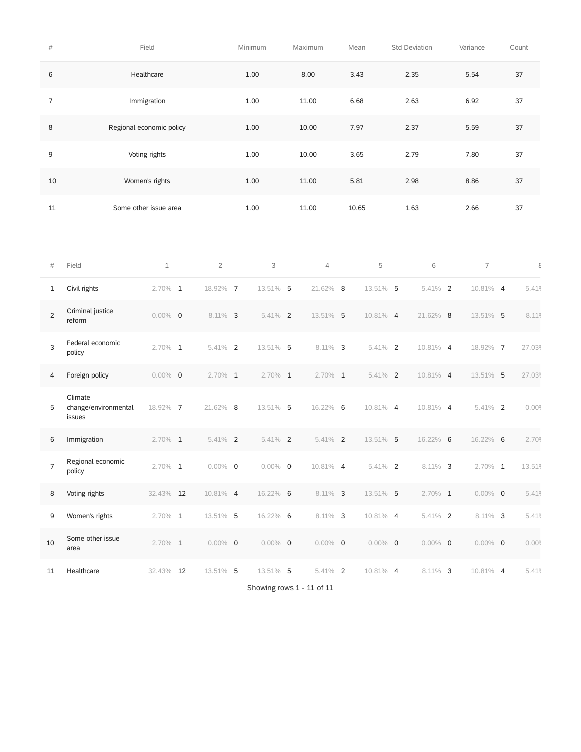| # | Field | Minimum | Maximum | Mean | Std Deviation | Variance | Count |
|---|---|---|---|---|---|---|---|
| 6 | Healthcare | 1.00 | 8.00 | 3.43 | 2.35 | 5.54 | 37 |
| 7 | Immigration | 1.00 | 11.00 | 6.68 | 2.63 | 6.92 | 37 |
| 8 | Regional economic policy | 1.00 | 10.00 | 7.97 | 2.37 | 5.59 | 37 |
| 9 | Voting rights | 1.00 | 10.00 | 3.65 | 2.79 | 7.80 | 37 |
| 10 | Women's rights | 1.00 | 11.00 | 5.81 | 2.98 | 8.86 | 37 |
| 11 | Some other issue area | 1.00 | 11.00 | 10.65 | 1.63 | 2.66 | 37 |

| # | Field | 1 | | 2 | | 3 | | 4 | | 5 | | 6 | | 7 | | 8 |
|---|---|---|---|---|---|---|---|---|---|---|---|---|---|---|---|---|
| 1 | Civil rights | 2.70% | 1 | 18.92% | 7 | 13.51% | 5 | 21.62% | 8 | 13.51% | 5 | 5.41% | 2 | 10.81% | 4 | 5.41% |
| 2 | Criminal justice reform | 0.00% | 0 | 8.11% | 3 | 5.41% | 2 | 13.51% | 5 | 10.81% | 4 | 21.62% | 8 | 13.51% | 5 | 8.11% |
| 3 | Federal economic policy | 2.70% | 1 | 5.41% | 2 | 13.51% | 5 | 8.11% | 3 | 5.41% | 2 | 10.81% | 4 | 18.92% | 7 | 27.03% |
| 4 | Foreign policy | 0.00% | 0 | 2.70% | 1 | 2.70% | 1 | 2.70% | 1 | 5.41% | 2 | 10.81% | 4 | 13.51% | 5 | 27.03% |
| 5 | Climate change/environmental issues | 18.92% | 7 | 21.62% | 8 | 13.51% | 5 | 16.22% | 6 | 10.81% | 4 | 10.81% | 4 | 5.41% | 2 | 0.00% |
| 6 | Immigration | 2.70% | 1 | 5.41% | 2 | 5.41% | 2 | 5.41% | 2 | 13.51% | 5 | 16.22% | 6 | 16.22% | 6 | 2.70% |
| 7 | Regional economic policy | 2.70% | 1 | 0.00% | 0 | 0.00% | 0 | 10.81% | 4 | 5.41% | 2 | 8.11% | 3 | 2.70% | 1 | 13.51% |
| 8 | Voting rights | 32.43% | 12 | 10.81% | 4 | 16.22% | 6 | 8.11% | 3 | 13.51% | 5 | 2.70% | 1 | 0.00% | 0 | 5.41% |
| 9 | Women's rights | 2.70% | 1 | 13.51% | 5 | 16.22% | 6 | 8.11% | 3 | 10.81% | 4 | 5.41% | 2 | 8.11% | 3 | 5.41% |
| 10 | Some other issue area | 2.70% | 1 | 0.00% | 0 | 0.00% | 0 | 0.00% | 0 | 0.00% | 0 | 0.00% | 0 | 0.00% | 0 | 0.00% |
| 11 | Healthcare | 32.43% | 12 | 13.51% | 5 | 13.51% | 5 | 5.41% | 2 | 10.81% | 4 | 8.11% | 3 | 10.81% | 4 | 5.41% |

Showing rows 1 - 11 of 11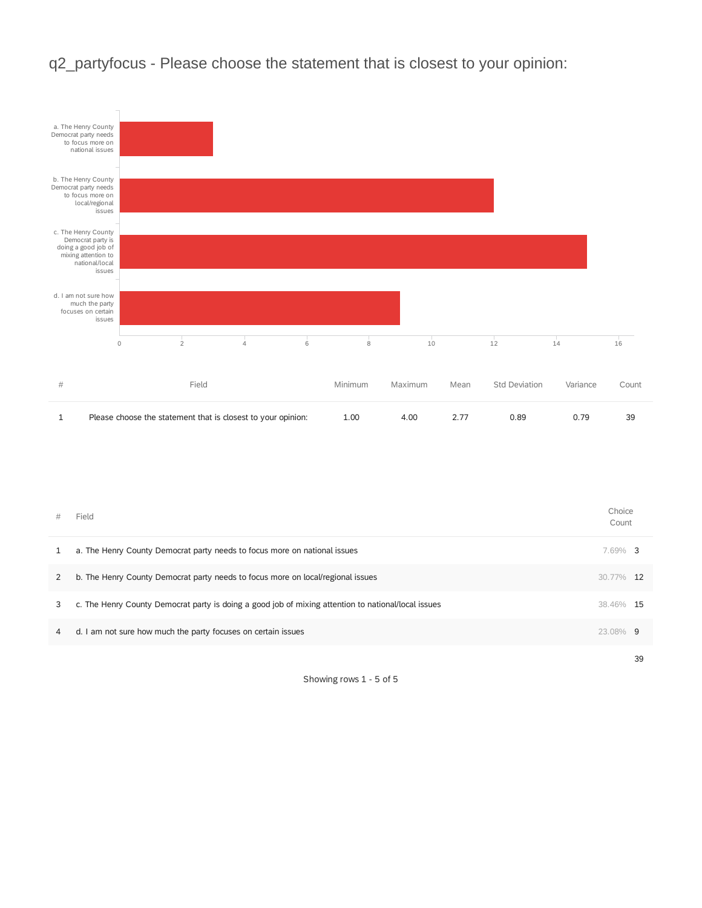# q2_partyfocus - Please choose the statement that is closest to your opinion:

a. The Henry County Democrat party needs to focus more on national issues

b. The Henry County Democrat party needs to focus more on local/regional issues

c. The Henry County Democrat party is doing a good job of mixing attention to national/local issues

d. I am not sure how much the party focuses on certain issues

0 2 4 6 8 10 12 14 16

| # | Field | Minimum | Maximum | Mean | Std Deviation | Variance | Count |
|---|---|---|---|---|---|---|---|
| 1 | Please choose the statement that is closest to your opinion: | 1.00 | 4.00 | 2.77 | 0.89 | 0.79 | 39 |

| # | Field | Choice Count | |
|---|---|---|---|
| 1 | a. The Henry County Democrat party needs to focus more on national issues | 7.69% | 3 |
| 2 | b. The Henry County Democrat party needs to focus more on local/regional issues | 30.77% | 12 |
| 3 | c. The Henry County Democrat party is doing a good job of mixing attention to national/local issues | 38.46% | 15 |
| 4 | d. I am not sure how much the party focuses on certain issues | 23.08% | 9 |
| | | | 39 |

Showing rows 1 - 5 of 5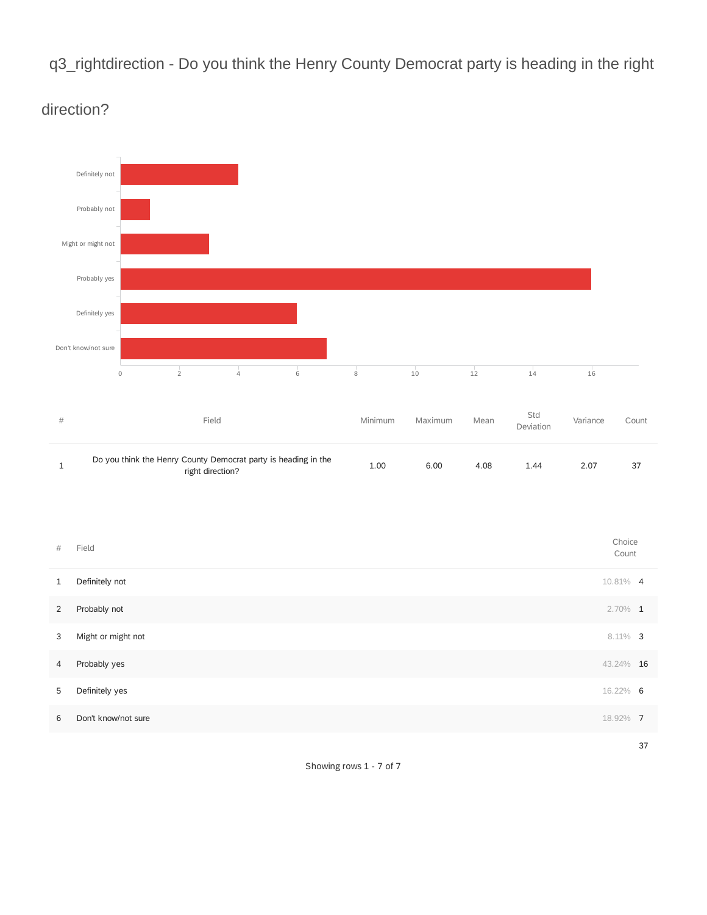## q3_rightdirection - Do you think the Henry County Democrat party is heading in the right direction?

| # | Field | Minimum | Maximum | Mean | Std Deviation | Variance | Count |
|---|---|---|---|---|---|---|---|
| 1 | Do you think the Henry County Democrat party is heading in the right direction? | 1.00 | 6.00 | 4.08 | 1.44 | 2.07 | 37 |

| # | Field | Choice Count | |
|---|---|---|---|
| 1 | Definitely not | 10.81% | 4 |
| 2 | Probably not | 2.70% | 1 |
| 3 | Might or might not | 8.11% | 3 |
| 4 | Probably yes | 43.24% | 16 |
| 5 | Definitely yes | 16.22% | 6 |
| 6 | Don't know/not sure | 18.92% | 7 |
| | | | 37 |

Showing rows 1 - 7 of 7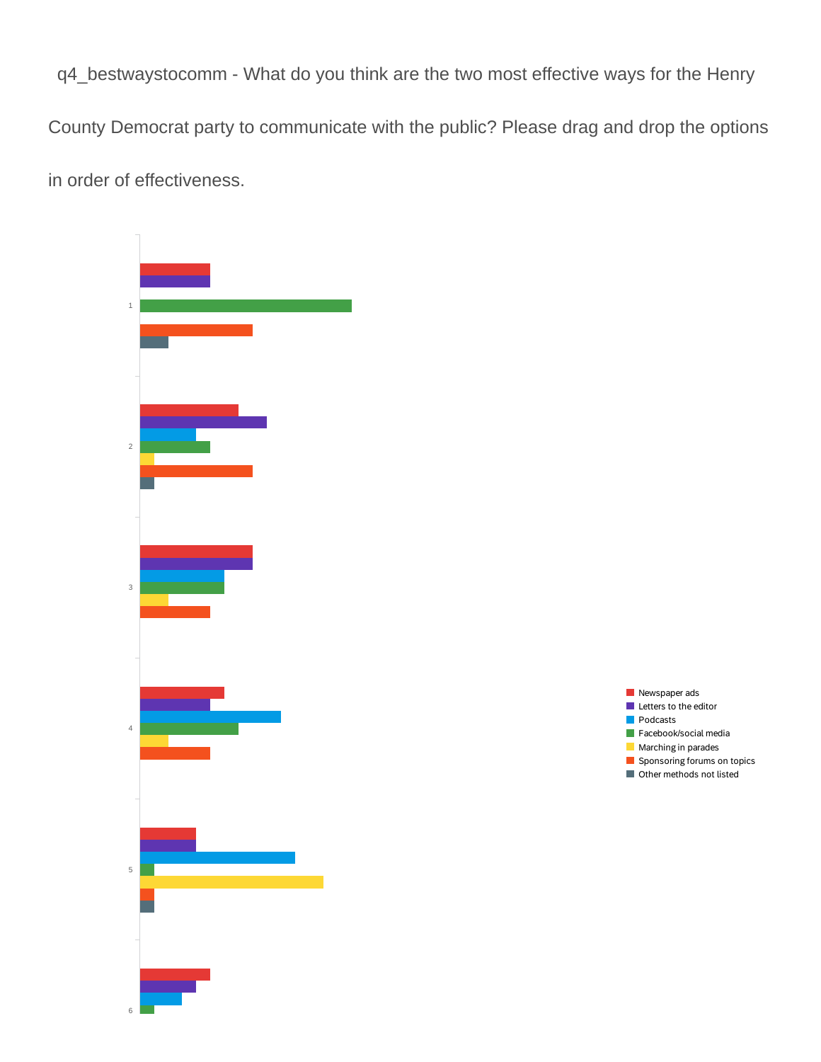q4_bestwaystocomm - What do you think are the two most effective ways for the Henry County Democrat party to communicate with the public? Please drag and drop the options in order of effectiveness.

1

2

3

4

5

6

- Newspaper ads
- Letters to the editor
- Podcasts
- Facebook/social media
- Marching in parades
- Sponsoring forums on topics
- Other methods not listed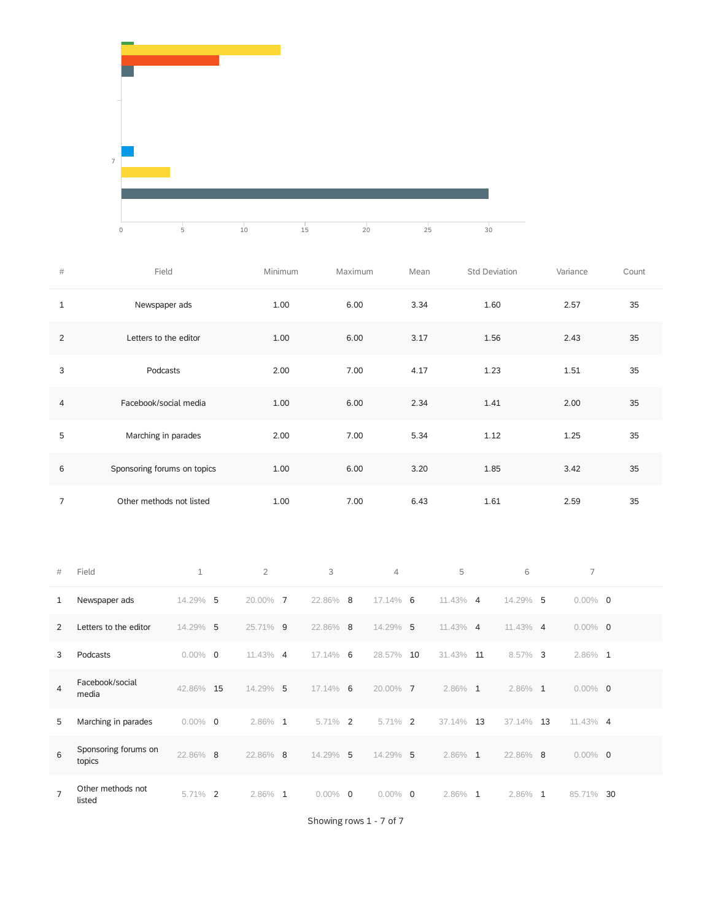| # | Field | Minimum | Maximum | Mean | Std Deviation | Variance | Count |
|---|---|---|---|---|---|---|---|
| 1 | Newspaper ads | 1.00 | 6.00 | 3.34 | 1.60 | 2.57 | 35 |
| 2 | Letters to the editor | 1.00 | 6.00 | 3.17 | 1.56 | 2.43 | 35 |
| 3 | Podcasts | 2.00 | 7.00 | 4.17 | 1.23 | 1.51 | 35 |
| 4 | Facebook/social media | 1.00 | 6.00 | 2.34 | 1.41 | 2.00 | 35 |
| 5 | Marching in parades | 2.00 | 7.00 | 5.34 | 1.12 | 1.25 | 35 |
| 6 | Sponsoring forums on topics | 1.00 | 6.00 | 3.20 | 1.85 | 3.42 | 35 |
| 7 | Other methods not listed | 1.00 | 7.00 | 6.43 | 1.61 | 2.59 | 35 |

| # | Field | 1 | | 2 | | 3 | | 4 | | 5 | | 6 | | 7 | |
|---|---|---|---|---|---|---|---|---|---|---|---|---|---|---|---|
| 1 | Newspaper ads | 14.29% | 5 | 20.00% | 7 | 22.86% | 8 | 17.14% | 6 | 11.43% | 4 | 14.29% | 5 | 0.00% | 0 |
| 2 | Letters to the editor | 14.29% | 5 | 25.71% | 9 | 22.86% | 8 | 14.29% | 5 | 11.43% | 4 | 11.43% | 4 | 0.00% | 0 |
| 3 | Podcasts | 0.00% | 0 | 11.43% | 4 | 17.14% | 6 | 28.57% | 10 | 31.43% | 11 | 8.57% | 3 | 2.86% | 1 |
| 4 | Facebook/social media | 42.86% | 15 | 14.29% | 5 | 17.14% | 6 | 20.00% | 7 | 2.86% | 1 | 2.86% | 1 | 0.00% | 0 |
| 5 | Marching in parades | 0.00% | 0 | 2.86% | 1 | 5.71% | 2 | 5.71% | 2 | 37.14% | 13 | 37.14% | 13 | 11.43% | 4 |
| 6 | Sponsoring forums on topics | 22.86% | 8 | 22.86% | 8 | 14.29% | 5 | 14.29% | 5 | 2.86% | 1 | 22.86% | 8 | 0.00% | 0 |
| 7 | Other methods not listed | 5.71% | 2 | 2.86% | 1 | 0.00% | 0 | 0.00% | 0 | 2.86% | 1 | 2.86% | 1 | 85.71% | 30 |

Showing rows 1 - 7 of 7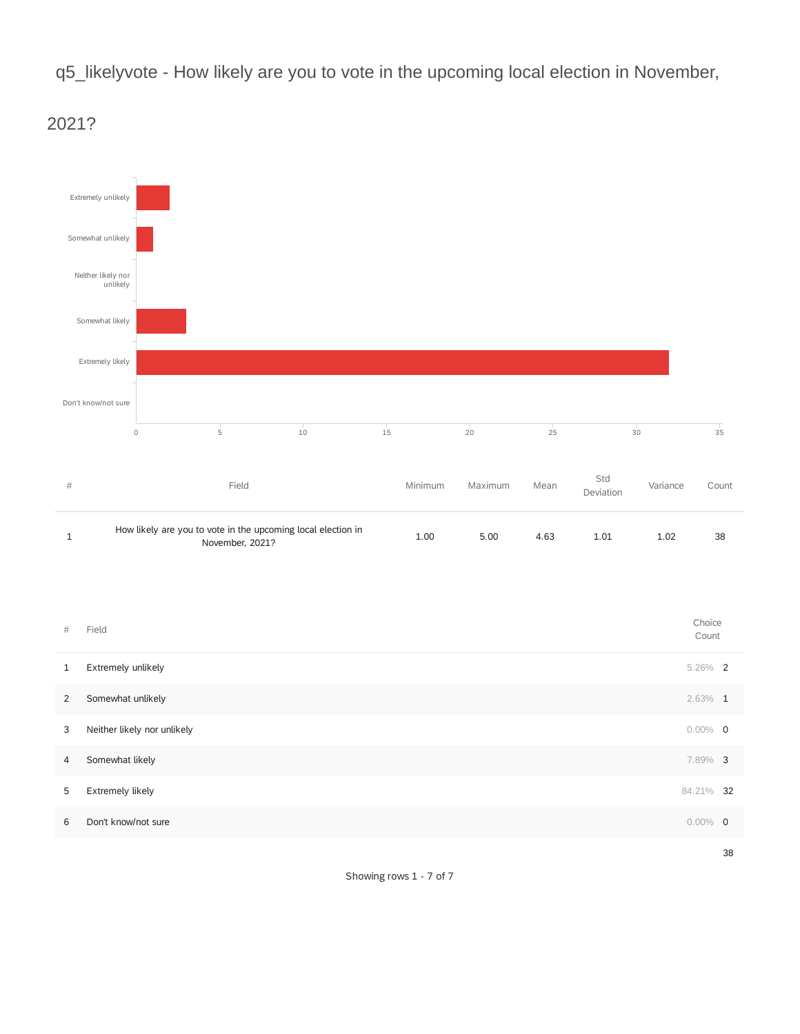# q5_likelyvote - How likely are you to vote in the upcoming local election in November, 2021?

| # | Field | Minimum | Maximum | Mean | Std Deviation | Variance | Count |
|---|---|---|---|---|---|---|---|
| 1 | How likely are you to vote in the upcoming local election in November, 2021? | 1.00 | 5.00 | 4.63 | 1.01 | 1.02 | 38 |

| # | Field | Choice Count | |
|---|---|---|---|
| 1 | Extremely unlikely | 5.26% | 2 |
| 2 | Somewhat unlikely | 2.63% | 1 |
| 3 | Neither likely nor unlikely | 0.00% | 0 |
| 4 | Somewhat likely | 7.89% | 3 |
| 5 | Extremely likely | 84.21% | 32 |
| 6 | Don't know/not sure | 0.00% | 0 |
| | | | 38 |

Showing rows 1 - 7 of 7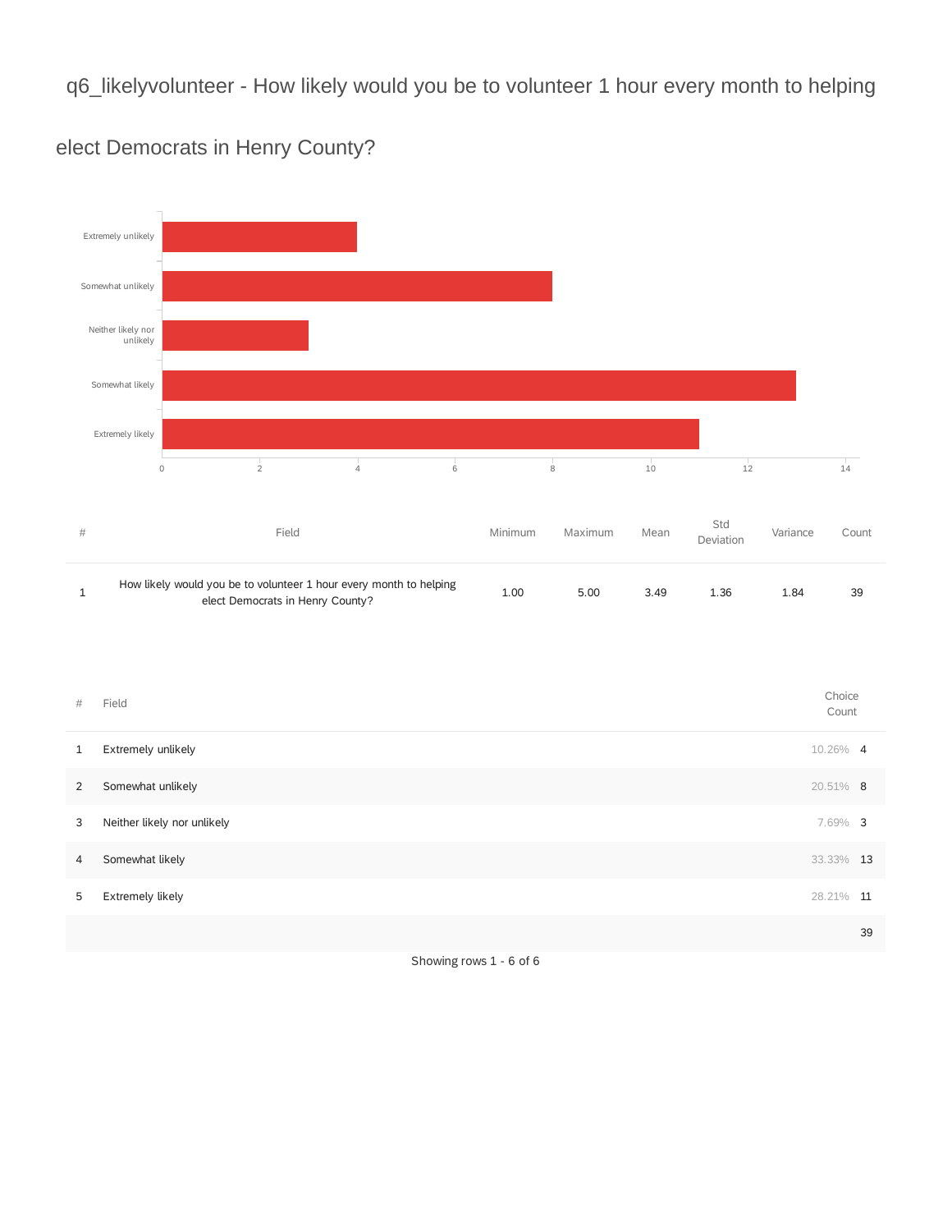## q6_likelyvolunteer - How likely would you be to volunteer 1 hour every month to helping elect Democrats in Henry County?

| # | Field | Minimum | Maximum | Mean | Std Deviation | Variance | Count |
|---|---|---|---|---|---|---|---|
| 1 | How likely would you be to volunteer 1 hour every month to helping elect Democrats in Henry County? | 1.00 | 5.00 | 3.49 | 1.36 | 1.84 | 39 |

| # | Field | Choice Count | |
|---|---|---|---|
| 1 | Extremely unlikely | 10.26% | 4 |
| 2 | Somewhat unlikely | 20.51% | 8 |
| 3 | Neither likely nor unlikely | 7.69% | 3 |
| 4 | Somewhat likely | 33.33% | 13 |
| 5 | Extremely likely | 28.21% | 11 |
| | | | 39 |

Showing rows 1 - 6 of 6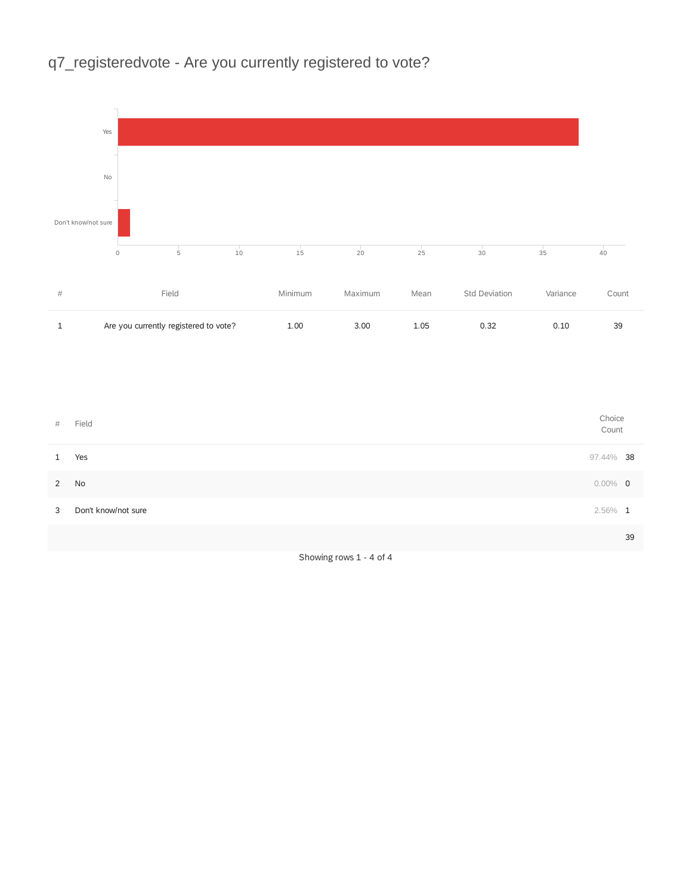# q7_registeredvote - Are you currently registered to vote?

| # | Field | Minimum | Maximum | Mean | Std Deviation | Variance | Count |
|---|---|---|---|---|---|---|---|
| 1 | Are you currently registered to vote? | 1.00 | 3.00 | 1.05 | 0.32 | 0.10 | 39 |

| # | Field | Choice Count | |
|---|---|---|---|
| 1 | Yes | 97.44% | 38 |
| 2 | No | 0.00% | 0 |
| 3 | Don't know/not sure | 2.56% | 1 |
| | | | 39 |

Showing rows 1 - 4 of 4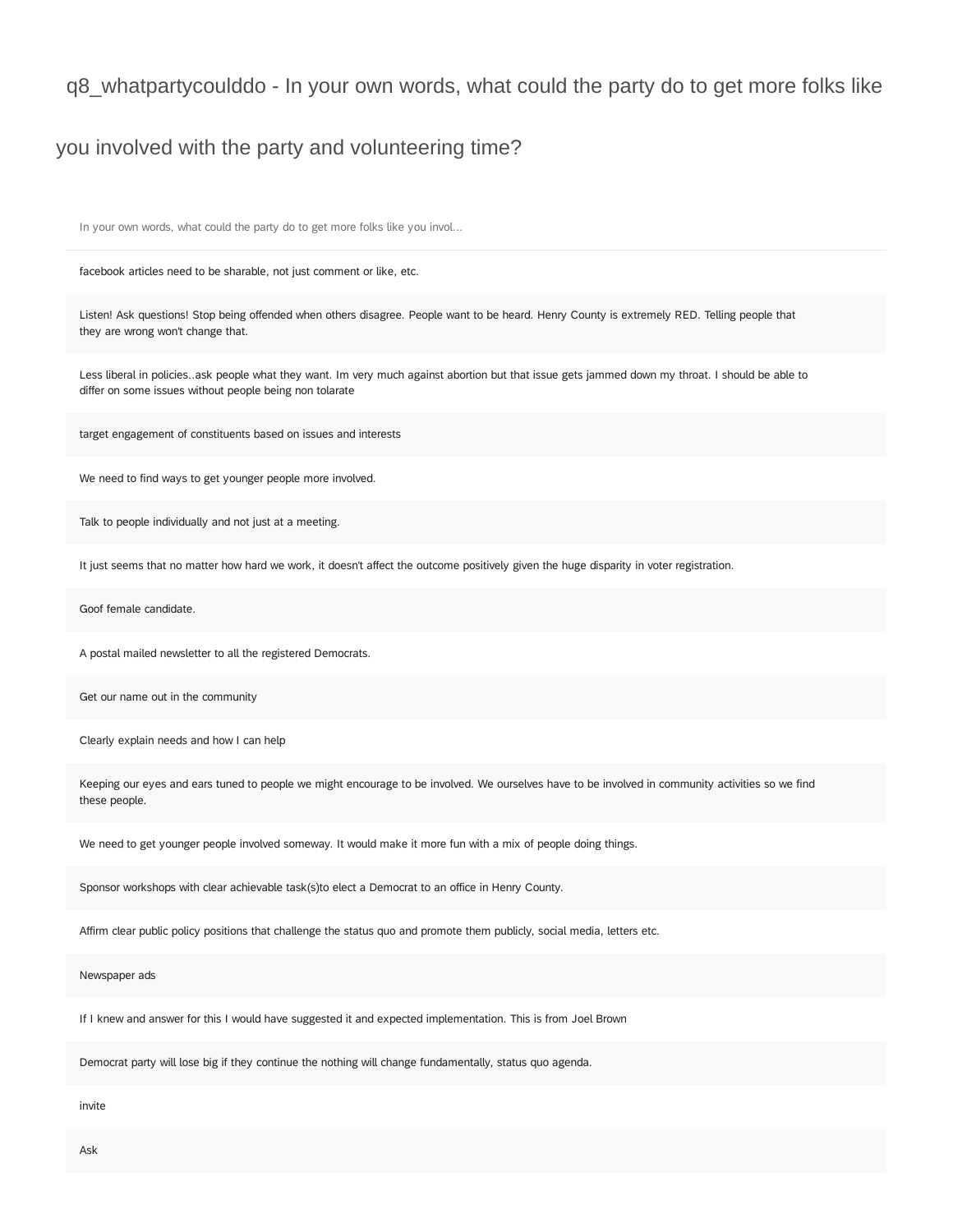# q8_whatpartycoulddo - In your own words, what could the party do to get more folks like you involved with the party and volunteering time?

| In your own words, what could the party do to get more folks like you invol... |
|---|
| facebook articles need to be sharable, not just comment or like, etc. |
| Listen! Ask questions! Stop being offended when others disagree. People want to be heard. Henry County is extremely RED. Telling people that they are wrong won't change that. |
| Less liberal in policies..ask people what they want. Im very much against abortion but that issue gets jammed down my throat. I should be able to differ on some issues without people being non tolarate |
| target engagement of constituents based on issues and interests |
| We need to find ways to get younger people more involved. |
| Talk to people individually and not just at a meeting. |
| It just seems that no matter how hard we work, it doesn't affect the outcome positively given the huge disparity in voter registration. |
| Goof female candidate. |
| A postal mailed newsletter to all the registered Democrats. |
| Get our name out in the community |
| Clearly explain needs and how I can help |
| Keeping our eyes and ears tuned to people we might encourage to be involved. We ourselves have to be involved in community activities so we find these people. |
| We need to get younger people involved someway. It would make it more fun with a mix of people doing things. |
| Sponsor workshops with clear achievable task(s)to elect a Democrat to an office in Henry County. |
| Affirm clear public policy positions that challenge the status quo and promote them publicly, social media, letters etc. |
| Newspaper ads |
| If I knew and answer for this I would have suggested it and expected implementation. This is from Joel Brown |
| Democrat party will lose big if they continue the nothing will change fundamentally, status quo agenda. |
| invite |
| Ask |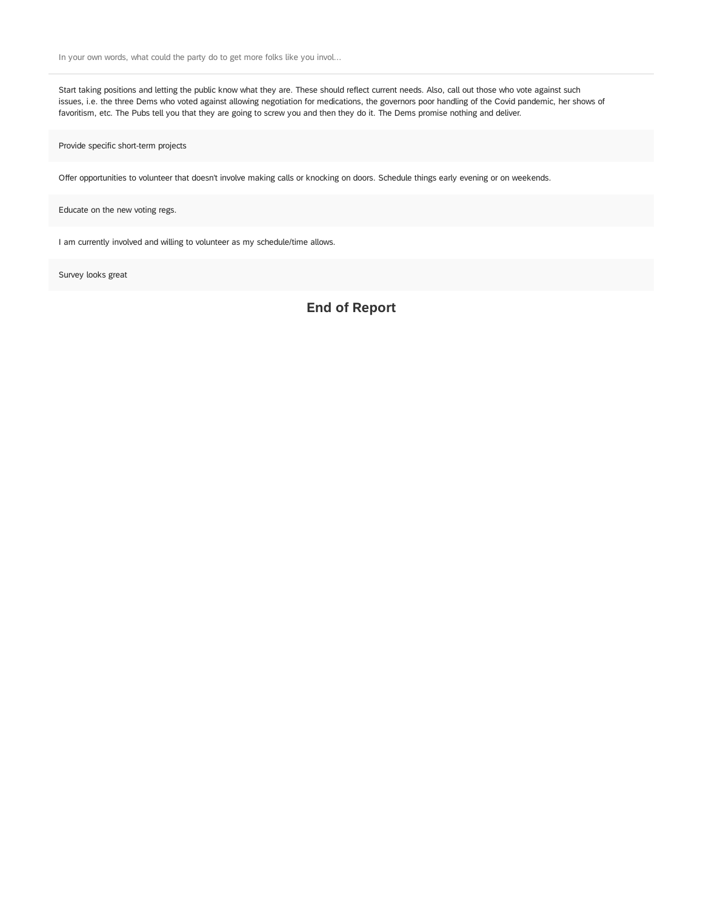In your own words, what could the party do to get more folks like you invol...

| |
|---|
| Start taking positions and letting the public know what they are. These should reflect current needs. Also, call out those who vote against such issues, i.e. the three Dems who voted against allowing negotiation for medications, the governors poor handling of the Covid pandemic, her shows of favoritism, etc. The Pubs tell you that they are going to screw you and then they do it. The Dems promise nothing and deliver. |
| Provide specific short-term projects |
| Offer opportunities to volunteer that doesn't involve making calls or knocking on doors. Schedule things early evening or on weekends. |
| Educate on the new voting regs. |
| I am currently involved and willing to volunteer as my schedule/time allows. |
| Survey looks great |

## End of Report